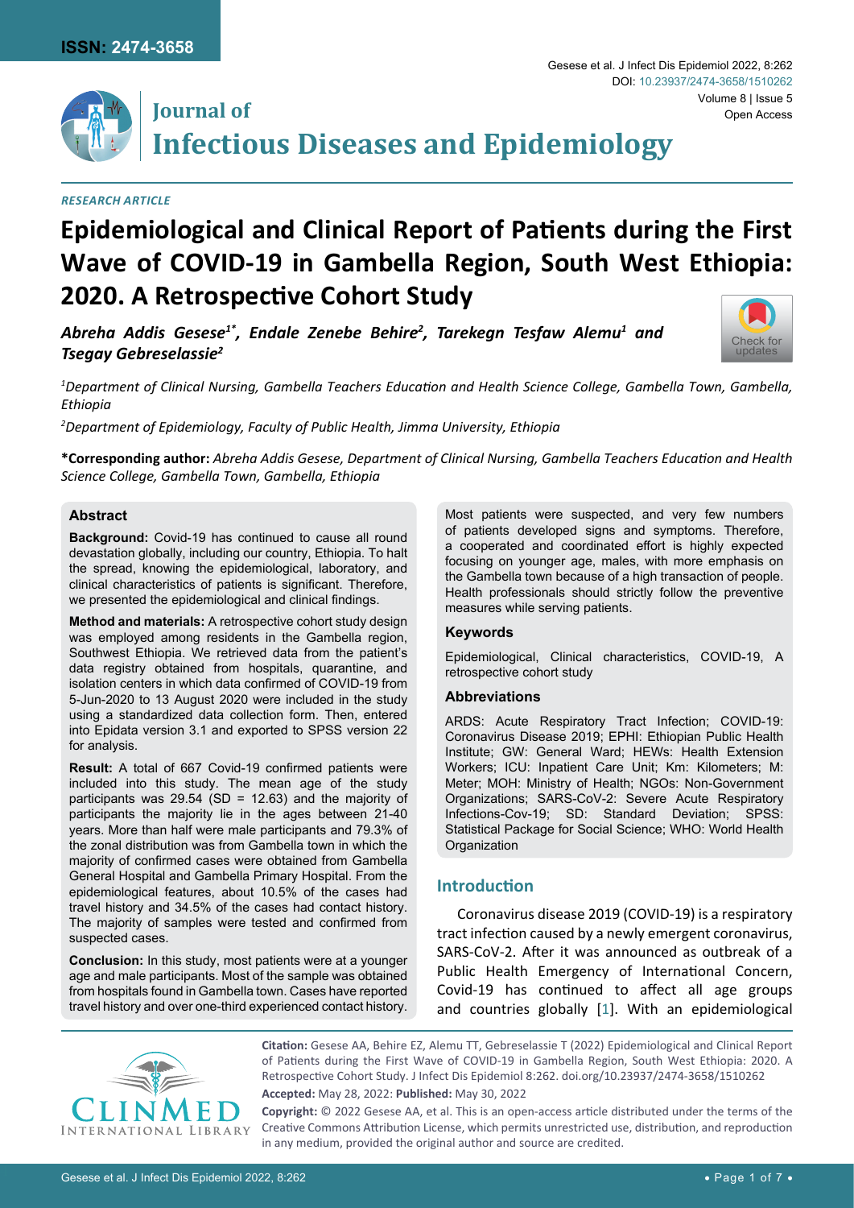RESEARCH ARTICLE

# Epidemiological and Clinical Report of Patients during the First Wave of COVID-19 in Gambella Region, South West Ethiopia: 2020. A Retrospective Cohort Study

***Abreha Addis Gesese[1*], Endale Zenebe Behire[2], Tarekegn Tesfaw Alemu[1] and Tsegay Gebreselassie[2]***

[1]*Department of Clinical Nursing, Gambella Teachers Education and Health Science College, Gambella Town, Gambella, Ethiopia*

[2]*Department of Epidemiology, Faculty of Public Health, Jimma University, Ethiopia*

**\*Corresponding author:** *Abreha Addis Gesese, Department of Clinical Nursing, Gambella Teachers Education and Health Science College, Gambella Town, Gambella, Ethiopia*

## Abstract

**Background:** Covid-19 has continued to cause all round devastation globally, including our country, Ethiopia. To halt the spread, knowing the epidemiological, laboratory, and clinical characteristics of patients is significant. Therefore, we presented the epidemiological and clinical findings.

**Method and materials:** A retrospective cohort study design was employed among residents in the Gambella region, Southwest Ethiopia. We retrieved data from the patient's data registry obtained from hospitals, quarantine, and isolation centers in which data confirmed of COVID-19 from 5-Jun-2020 to 13 August 2020 were included in the study using a standardized data collection form. Then, entered into Epidata version 3.1 and exported to SPSS version 22 for analysis.

**Result:** A total of 667 Covid-19 confirmed patients were included into this study. The mean age of the study participants was 29.54 (SD = 12.63) and the majority of participants the majority lie in the ages between 21-40 years. More than half were male participants and 79.3% of the zonal distribution was from Gambella town in which the majority of confirmed cases were obtained from Gambella General Hospital and Gambella Primary Hospital. From the epidemiological features, about 10.5% of the cases had travel history and 34.5% of the cases had contact history. The majority of samples were tested and confirmed from suspected cases.

**Conclusion:** In this study, most patients were at a younger age and male participants. Most of the sample was obtained from hospitals found in Gambella town. Cases have reported travel history and over one-third experienced contact history. Most patients were suspected, and very few numbers of patients developed signs and symptoms. Therefore, a cooperated and coordinated effort is highly expected focusing on younger age, males, with more emphasis on the Gambella town because of a high transaction of people. Health professionals should strictly follow the preventive measures while serving patients.

### Keywords

Epidemiological, Clinical characteristics, COVID-19, A retrospective cohort study

### Abbreviations

ARDS: Acute Respiratory Tract Infection; COVID-19: Coronavirus Disease 2019; EPHI: Ethiopian Public Health Institute; GW: General Ward; HEWs: Health Extension Workers; ICU: Inpatient Care Unit; Km: Kilometers; M: Meter; MOH: Ministry of Health; NGOs: Non-Government Organizations; SARS-CoV-2: Severe Acute Respiratory Infections-Cov-19; SD: Standard Deviation; SPSS: Statistical Package for Social Science; WHO: World Health Organization

## Introduction

Coronavirus disease 2019 (COVID-19) is a respiratory tract infection caused by a newly emergent coronavirus, SARS-CoV-2. After it was announced as outbreak of a Public Health Emergency of International Concern, Covid-19 has continued to affect all age groups and countries globally [1]. With an epidemiological

**Citation:** Gesese AA, Behire EZ, Alemu TT, Gebreselassie T (2022) Epidemiological and Clinical Report of Patients during the First Wave of COVID-19 in Gambella Region, South West Ethiopia: 2020. A Retrospective Cohort Study. J Infect Dis Epidemiol 8:262. doi.org/10.23937/2474-3658/1510262

**Accepted:** May 28, 2022: **Published:** May 30, 2022

**Copyright:** © 2022 Gesese AA, et al. This is an open-access article distributed under the terms of the Creative Commons Attribution License, which permits unrestricted use, distribution, and reproduction in any medium, provided the original author and source are credited.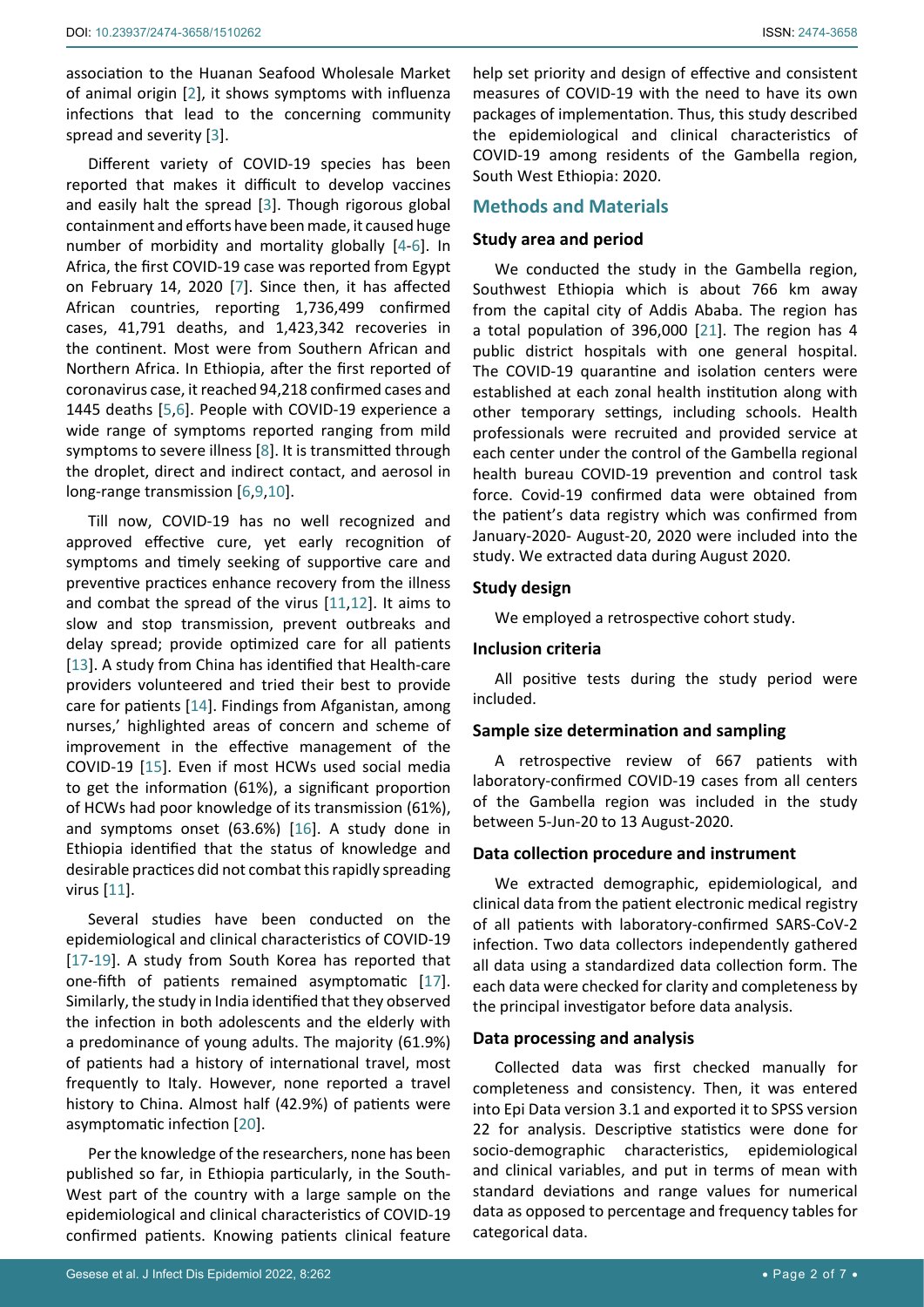association to the Huanan Seafood Wholesale Market of animal origin [2], it shows symptoms with influenza infections that lead to the concerning community spread and severity [3].

Different variety of COVID-19 species has been reported that makes it difficult to develop vaccines and easily halt the spread [3]. Though rigorous global containment and efforts have been made, it caused huge number of morbidity and mortality globally [4-6]. In Africa, the first COVID-19 case was reported from Egypt on February 14, 2020 [7]. Since then, it has affected African countries, reporting 1,736,499 confirmed cases, 41,791 deaths, and 1,423,342 recoveries in the continent. Most were from Southern African and Northern Africa. In Ethiopia, after the first reported of coronavirus case, it reached 94,218 confirmed cases and 1445 deaths [5,6]. People with COVID-19 experience a wide range of symptoms reported ranging from mild symptoms to severe illness [8]. It is transmitted through the droplet, direct and indirect contact, and aerosol in long-range transmission [6,9,10].

Till now, COVID-19 has no well recognized and approved effective cure, yet early recognition of symptoms and timely seeking of supportive care and preventive practices enhance recovery from the illness and combat the spread of the virus [11,12]. It aims to slow and stop transmission, prevent outbreaks and delay spread; provide optimized care for all patients [13]. A study from China has identified that Health-care providers volunteered and tried their best to provide care for patients [14]. Findings from Afganistan, among nurses,' highlighted areas of concern and scheme of improvement in the effective management of the COVID-19 [15]. Even if most HCWs used social media to get the information (61%), a significant proportion of HCWs had poor knowledge of its transmission (61%), and symptoms onset (63.6%) [16]. A study done in Ethiopia identified that the status of knowledge and desirable practices did not combat this rapidly spreading virus [11].

Several studies have been conducted on the epidemiological and clinical characteristics of COVID-19 [17-19]. A study from South Korea has reported that one-fifth of patients remained asymptomatic [17]. Similarly, the study in India identified that they observed the infection in both adolescents and the elderly with a predominance of young adults. The majority (61.9%) of patients had a history of international travel, most frequently to Italy. However, none reported a travel history to China. Almost half (42.9%) of patients were asymptomatic infection [20].

Per the knowledge of the researchers, none has been published so far, in Ethiopia particularly, in the South-West part of the country with a large sample on the epidemiological and clinical characteristics of COVID-19 confirmed patients. Knowing patients clinical feature help set priority and design of effective and consistent measures of COVID-19 with the need to have its own packages of implementation. Thus, this study described the epidemiological and clinical characteristics of COVID-19 among residents of the Gambella region, South West Ethiopia: 2020.

## Methods and Materials

### Study area and period

We conducted the study in the Gambella region, Southwest Ethiopia which is about 766 km away from the capital city of Addis Ababa. The region has a total population of 396,000 [21]. The region has 4 public district hospitals with one general hospital. The COVID-19 quarantine and isolation centers were established at each zonal health institution along with other temporary settings, including schools. Health professionals were recruited and provided service at each center under the control of the Gambella regional health bureau COVID-19 prevention and control task force. Covid-19 confirmed data were obtained from the patient's data registry which was confirmed from January-2020- August-20, 2020 were included into the study. We extracted data during August 2020.

### Study design

We employed a retrospective cohort study.

### Inclusion criteria

All positive tests during the study period were included.

### Sample size determination and sampling

A retrospective review of 667 patients with laboratory-confirmed COVID-19 cases from all centers of the Gambella region was included in the study between 5-Jun-20 to 13 August-2020.

### Data collection procedure and instrument

We extracted demographic, epidemiological, and clinical data from the patient electronic medical registry of all patients with laboratory-confirmed SARS-CoV-2 infection. Two data collectors independently gathered all data using a standardized data collection form. The each data were checked for clarity and completeness by the principal investigator before data analysis.

### Data processing and analysis

Collected data was first checked manually for completeness and consistency. Then, it was entered into Epi Data version 3.1 and exported it to SPSS version 22 for analysis. Descriptive statistics were done for socio-demographic characteristics, epidemiological and clinical variables, and put in terms of mean with standard deviations and range values for numerical data as opposed to percentage and frequency tables for categorical data.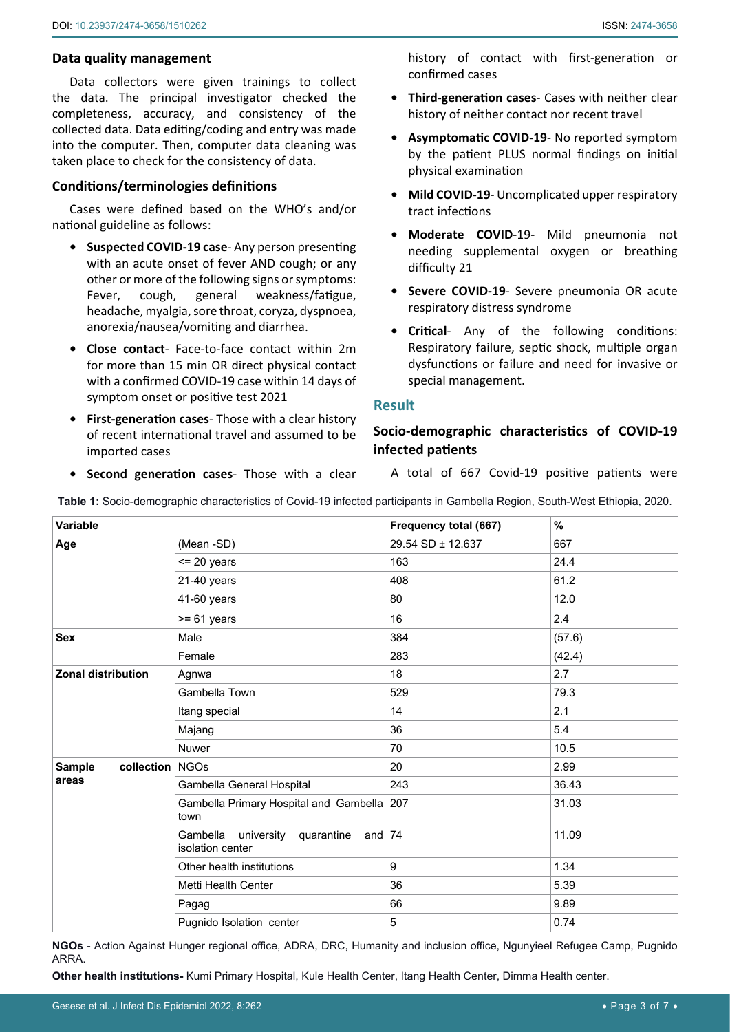### Data quality management

Data collectors were given trainings to collect the data. The principal investigator checked the completeness, accuracy, and consistency of the collected data. Data editing/coding and entry was made into the computer. Then, computer data cleaning was taken place to check for the consistency of data.

### Conditions/terminologies definitions

Cases were defined based on the WHO's and/or national guideline as follows:

- **Suspected COVID-19 case**- Any person presenting with an acute onset of fever AND cough; or any other or more of the following signs or symptoms: Fever, cough, general weakness/fatigue, headache, myalgia, sore throat, coryza, dyspnoea, anorexia/nausea/vomiting and diarrhea.
- **Close contact**- Face-to-face contact within 2m for more than 15 min OR direct physical contact with a confirmed COVID-19 case within 14 days of symptom onset or positive test 2021
- **First-generation cases**- Those with a clear history of recent international travel and assumed to be imported cases
- **Second generation cases**- Those with a clear history of contact with first-generation or confirmed cases
- **Third-generation cases**- Cases with neither clear history of neither contact nor recent travel
- **Asymptomatic COVID-19**- No reported symptom by the patient PLUS normal findings on initial physical examination
- **Mild COVID-19**- Uncomplicated upper respiratory tract infections
- **Moderate COVID**-19- Mild pneumonia not needing supplemental oxygen or breathing difficulty 21
- **Severe COVID-19**- Severe pneumonia OR acute respiratory distress syndrome
- **Critical**- Any of the following conditions: Respiratory failure, septic shock, multiple organ dysfunctions or failure and need for invasive or special management.

## Result

### Socio-demographic characteristics of COVID-19 infected patients

A total of 667 Covid-19 positive patients were

**Table 1:** Socio-demographic characteristics of Covid-19 infected participants in Gambella Region, South-West Ethiopia, 2020.

| Variable | | Frequency total (667) | % |
|---|---|---|---|
| **Age** | (Mean -SD) | 29.54 SD ± 12.637 | 667 |
| | <= 20 years | 163 | 24.4 |
| | 21-40 years | 408 | 61.2 |
| | 41-60 years | 80 | 12.0 |
| | >= 61 years | 16 | 2.4 |
| **Sex** | Male | 384 | (57.6) |
| | Female | 283 | (42.4) |
| **Zonal distribution** | Agnwa | 18 | 2.7 |
| | Gambella Town | 529 | 79.3 |
| | Itang special | 14 | 2.1 |
| | Majang | 36 | 5.4 |
| | Nuwer | 70 | 10.5 |
| **Sample collection areas** | NGOs | 20 | 2.99 |
| | Gambella General Hospital | 243 | 36.43 |
| | Gambella Primary Hospital and Gambella town | 207 | 31.03 |
| | Gambella university quarantine and isolation center | 74 | 11.09 |
| | Other health institutions | 9 | 1.34 |
| | Metti Health Center | 36 | 5.39 |
| | Pagag | 66 | 9.89 |
| | Pugnido Isolation center | 5 | 0.74 |

**NGOs** - Action Against Hunger regional office, ADRA, DRC, Humanity and inclusion office, Ngunyieel Refugee Camp, Pugnido ARRA.

**Other health institutions-** Kumi Primary Hospital, Kule Health Center, Itang Health Center, Dimma Health center.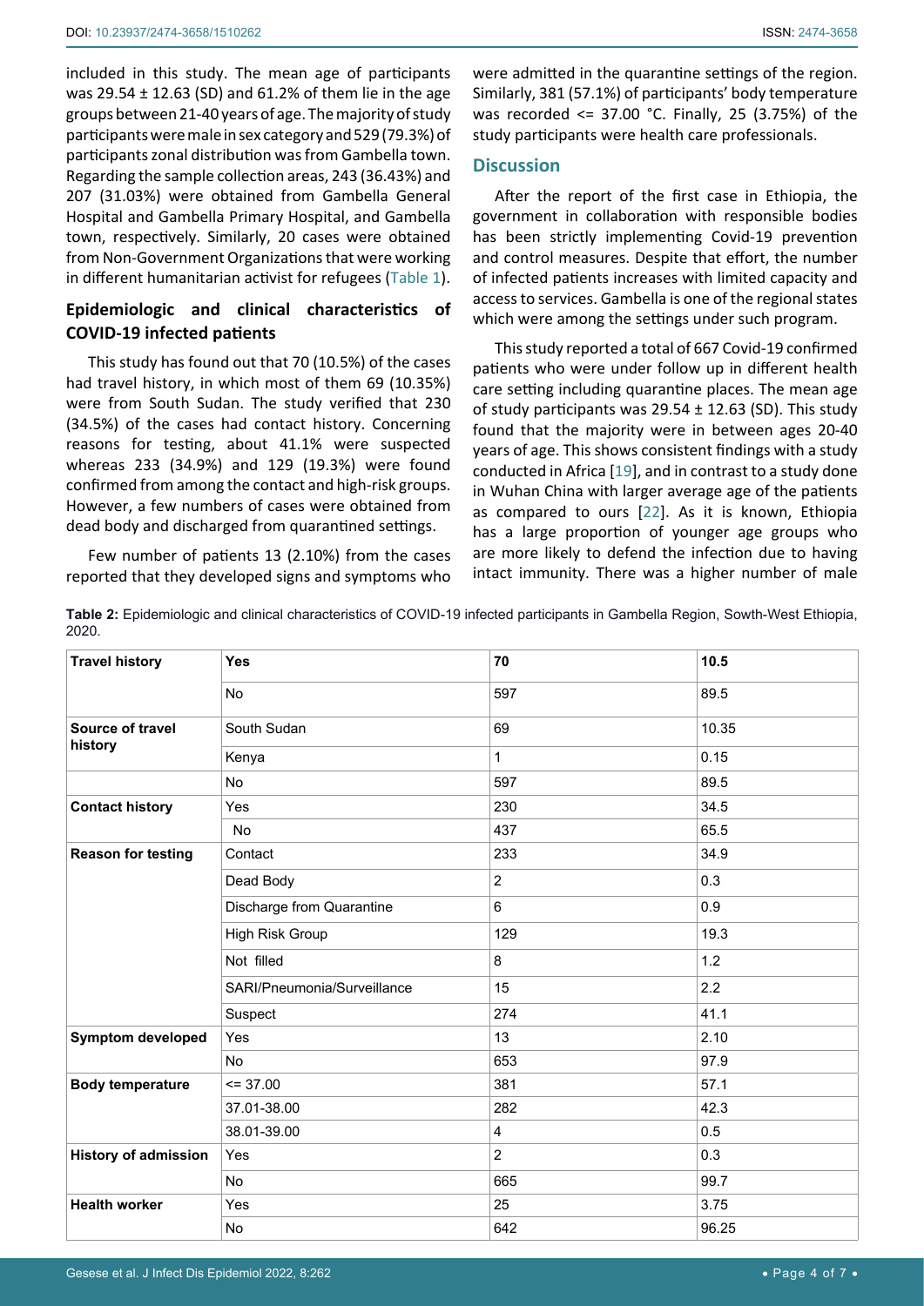included in this study. The mean age of participants was 29.54 ± 12.63 (SD) and 61.2% of them lie in the age groups between 21-40 years of age. The majority of study participants were male in sex category and 529 (79.3%) of participants zonal distribution was from Gambella town. Regarding the sample collection areas, 243 (36.43%) and 207 (31.03%) were obtained from Gambella General Hospital and Gambella Primary Hospital, and Gambella town, respectively. Similarly, 20 cases were obtained from Non-Government Organizations that were working in different humanitarian activist for refugees (Table 1).

### Epidemiologic and clinical characteristics of COVID-19 infected patients

This study has found out that 70 (10.5%) of the cases had travel history, in which most of them 69 (10.35%) were from South Sudan. The study verified that 230 (34.5%) of the cases had contact history. Concerning reasons for testing, about 41.1% were suspected whereas 233 (34.9%) and 129 (19.3%) were found confirmed from among the contact and high-risk groups. However, a few numbers of cases were obtained from dead body and discharged from quarantined settings.

Few number of patients 13 (2.10%) from the cases reported that they developed signs and symptoms who were admitted in the quarantine settings of the region. Similarly, 381 (57.1%) of participants' body temperature was recorded <= 37.00 °C. Finally, 25 (3.75%) of the study participants were health care professionals.

## Discussion

After the report of the first case in Ethiopia, the government in collaboration with responsible bodies has been strictly implementing Covid-19 prevention and control measures. Despite that effort, the number of infected patients increases with limited capacity and access to services. Gambella is one of the regional states which were among the settings under such program.

This study reported a total of 667 Covid-19 confirmed patients who were under follow up in different health care setting including quarantine places. The mean age of study participants was 29.54 ± 12.63 (SD). This study found that the majority were in between ages 20-40 years of age. This shows consistent findings with a study conducted in Africa [19], and in contrast to a study done in Wuhan China with larger average age of the patients as compared to ours [22]. As it is known, Ethiopia has a large proportion of younger age groups who are more likely to defend the infection due to having intact immunity. There was a higher number of male

**Table 2:** Epidemiologic and clinical characteristics of COVID-19 infected participants in Gambella Region, Sowth-West Ethiopia, 2020.

| **Travel history** | **Yes** | **70** | **10.5** |
|---|---|---|---|
| | No | 597 | 89.5 |
| **Source of travel history** | South Sudan | 69 | 10.35 |
| | Kenya | 1 | 0.15 |
| | No | 597 | 89.5 |
| **Contact history** | Yes | 230 | 34.5 |
| | No | 437 | 65.5 |
| **Reason for testing** | Contact | 233 | 34.9 |
| | Dead Body | 2 | 0.3 |
| | Discharge from Quarantine | 6 | 0.9 |
| | High Risk Group | 129 | 19.3 |
| | Not filled | 8 | 1.2 |
| | SARI/Pneumonia/Surveillance | 15 | 2.2 |
| | Suspect | 274 | 41.1 |
| **Symptom developed** | Yes | 13 | 2.10 |
| | No | 653 | 97.9 |
| **Body temperature** | <= 37.00 | 381 | 57.1 |
| | 37.01-38.00 | 282 | 42.3 |
| | 38.01-39.00 | 4 | 0.5 |
| **History of admission** | Yes | 2 | 0.3 |
| | No | 665 | 99.7 |
| **Health worker** | Yes | 25 | 3.75 |
| | No | 642 | 96.25 |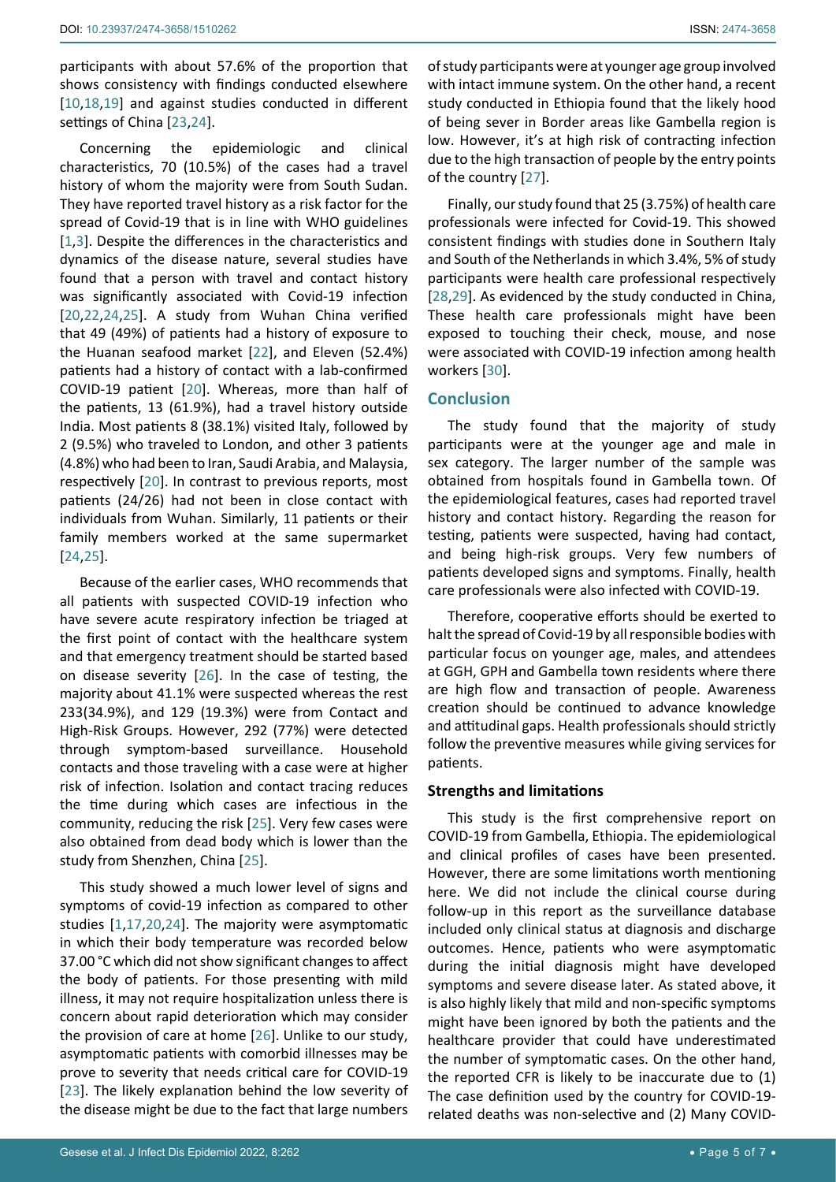participants with about 57.6% of the proportion that shows consistency with findings conducted elsewhere [10,18,19] and against studies conducted in different settings of China [23,24].

Concerning the epidemiologic and clinical characteristics, 70 (10.5%) of the cases had a travel history of whom the majority were from South Sudan. They have reported travel history as a risk factor for the spread of Covid-19 that is in line with WHO guidelines [1,3]. Despite the differences in the characteristics and dynamics of the disease nature, several studies have found that a person with travel and contact history was significantly associated with Covid-19 infection [20,22,24,25]. A study from Wuhan China verified that 49 (49%) of patients had a history of exposure to the Huanan seafood market [22], and Eleven (52.4%) patients had a history of contact with a lab-confirmed COVID-19 patient [20]. Whereas, more than half of the patients, 13 (61.9%), had a travel history outside India. Most patients 8 (38.1%) visited Italy, followed by 2 (9.5%) who traveled to London, and other 3 patients (4.8%) who had been to Iran, Saudi Arabia, and Malaysia, respectively [20]. In contrast to previous reports, most patients (24/26) had not been in close contact with individuals from Wuhan. Similarly, 11 patients or their family members worked at the same supermarket [24,25].

Because of the earlier cases, WHO recommends that all patients with suspected COVID-19 infection who have severe acute respiratory infection be triaged at the first point of contact with the healthcare system and that emergency treatment should be started based on disease severity [26]. In the case of testing, the majority about 41.1% were suspected whereas the rest 233(34.9%), and 129 (19.3%) were from Contact and High-Risk Groups. However, 292 (77%) were detected through symptom-based surveillance. Household contacts and those traveling with a case were at higher risk of infection. Isolation and contact tracing reduces the time during which cases are infectious in the community, reducing the risk [25]. Very few cases were also obtained from dead body which is lower than the study from Shenzhen, China [25].

This study showed a much lower level of signs and symptoms of covid-19 infection as compared to other studies [1,17,20,24]. The majority were asymptomatic in which their body temperature was recorded below 37.00 °C which did not show significant changes to affect the body of patients. For those presenting with mild illness, it may not require hospitalization unless there is concern about rapid deterioration which may consider the provision of care at home [26]. Unlike to our study, asymptomatic patients with comorbid illnesses may be prove to severity that needs critical care for COVID-19 [23]. The likely explanation behind the low severity of the disease might be due to the fact that large numbers of study participants were at younger age group involved with intact immune system. On the other hand, a recent study conducted in Ethiopia found that the likely hood of being sever in Border areas like Gambella region is low. However, it's at high risk of contracting infection due to the high transaction of people by the entry points of the country [27].

Finally, our study found that 25 (3.75%) of health care professionals were infected for Covid-19. This showed consistent findings with studies done in Southern Italy and South of the Netherlands in which 3.4%, 5% of study participants were health care professional respectively [28,29]. As evidenced by the study conducted in China, These health care professionals might have been exposed to touching their check, mouse, and nose were associated with COVID-19 infection among health workers [30].

## Conclusion

The study found that the majority of study participants were at the younger age and male in sex category. The larger number of the sample was obtained from hospitals found in Gambella town. Of the epidemiological features, cases had reported travel history and contact history. Regarding the reason for testing, patients were suspected, having had contact, and being high-risk groups. Very few numbers of patients developed signs and symptoms. Finally, health care professionals were also infected with COVID-19.

Therefore, cooperative efforts should be exerted to halt the spread of Covid-19 by all responsible bodies with particular focus on younger age, males, and attendees at GGH, GPH and Gambella town residents where there are high flow and transaction of people. Awareness creation should be continued to advance knowledge and attitudinal gaps. Health professionals should strictly follow the preventive measures while giving services for patients.

### Strengths and limitations

This study is the first comprehensive report on COVID-19 from Gambella, Ethiopia. The epidemiological and clinical profiles of cases have been presented. However, there are some limitations worth mentioning here. We did not include the clinical course during follow-up in this report as the surveillance database included only clinical status at diagnosis and discharge outcomes. Hence, patients who were asymptomatic during the initial diagnosis might have developed symptoms and severe disease later. As stated above, it is also highly likely that mild and non-specific symptoms might have been ignored by both the patients and the healthcare provider that could have underestimated the number of symptomatic cases. On the other hand, the reported CFR is likely to be inaccurate due to (1) The case definition used by the country for COVID-19-related deaths was non-selective and (2) Many COVID-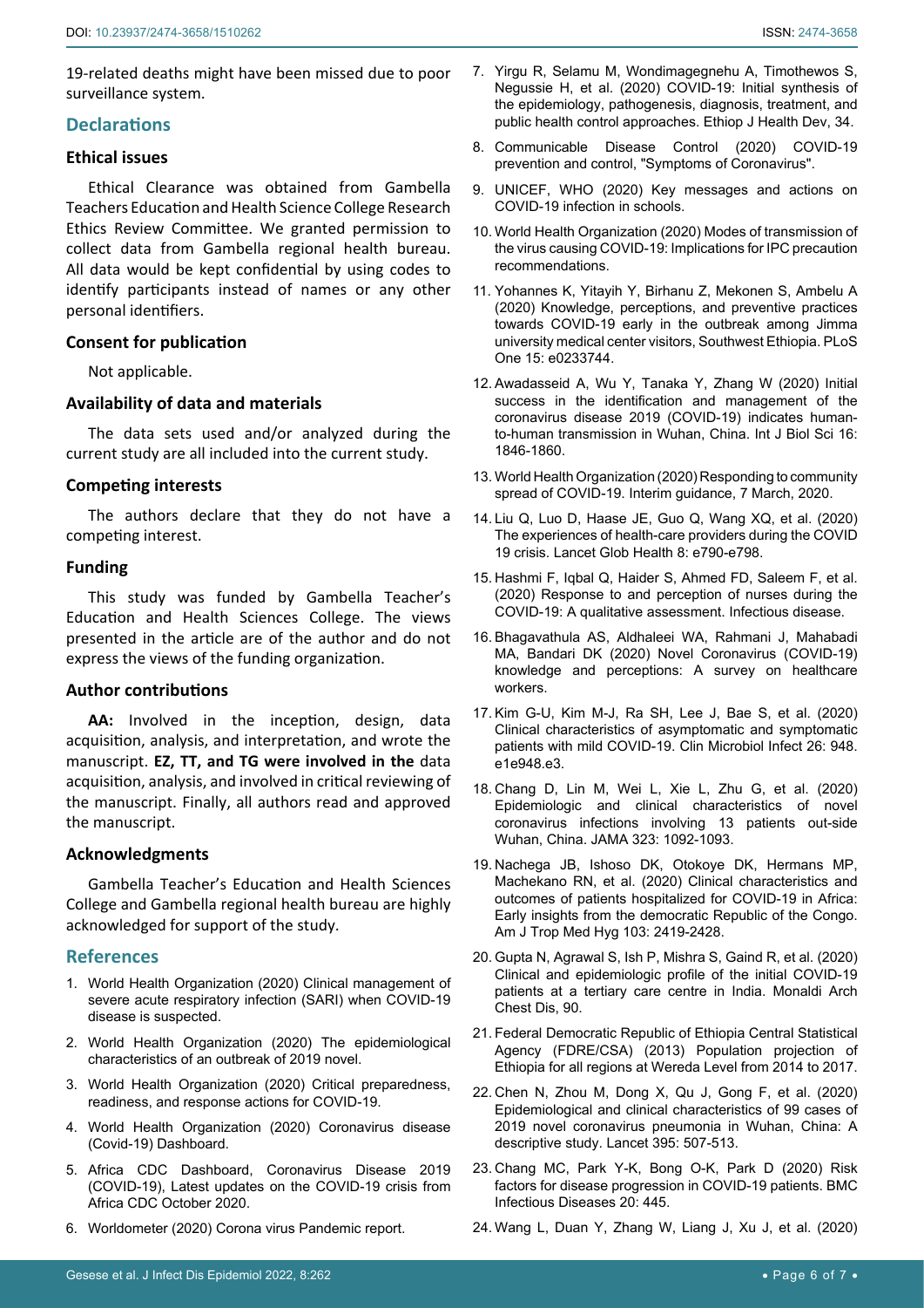19-related deaths might have been missed due to poor surveillance system.

## Declarations

### Ethical issues

Ethical Clearance was obtained from Gambella Teachers Education and Health Science College Research Ethics Review Committee. We granted permission to collect data from Gambella regional health bureau. All data would be kept confidential by using codes to identify participants instead of names or any other personal identifiers.

### Consent for publication

Not applicable.

### Availability of data and materials

The data sets used and/or analyzed during the current study are all included into the current study.

### Competing interests

The authors declare that they do not have a competing interest.

### Funding

This study was funded by Gambella Teacher's Education and Health Sciences College. The views presented in the article are of the author and do not express the views of the funding organization.

### Author contributions

**AA:** Involved in the inception, design, data acquisition, analysis, and interpretation, and wrote the manuscript. **EZ, TT, and TG were involved in the** data acquisition, analysis, and involved in critical reviewing of the manuscript. Finally, all authors read and approved the manuscript.

### Acknowledgments

Gambella Teacher's Education and Health Sciences College and Gambella regional health bureau are highly acknowledged for support of the study.

## References

1. World Health Organization (2020) Clinical management of severe acute respiratory infection (SARI) when COVID-19 disease is suspected.
2. World Health Organization (2020) The epidemiological characteristics of an outbreak of 2019 novel.
3. World Health Organization (2020) Critical preparedness, readiness, and response actions for COVID-19.
4. World Health Organization (2020) Coronavirus disease (Covid-19) Dashboard.
5. Africa CDC Dashboard, Coronavirus Disease 2019 (COVID-19), Latest updates on the COVID-19 crisis from Africa CDC October 2020.
6. Worldometer (2020) Corona virus Pandemic report.
7. Yirgu R, Selamu M, Wondimagegnehu A, Timothewos S, Negussie H, et al. (2020) COVID-19: Initial synthesis of the epidemiology, pathogenesis, diagnosis, treatment, and public health control approaches. Ethiop J Health Dev, 34.
8. Communicable Disease Control (2020) COVID-19 prevention and control, "Symptoms of Coronavirus".
9. UNICEF, WHO (2020) Key messages and actions on COVID-19 infection in schools.
10. World Health Organization (2020) Modes of transmission of the virus causing COVID-19: Implications for IPC precaution recommendations.
11. Yohannes K, Yitayih Y, Birhanu Z, Mekonen S, Ambelu A (2020) Knowledge, perceptions, and preventive practices towards COVID-19 early in the outbreak among Jimma university medical center visitors, Southwest Ethiopia. PLoS One 15: e0233744.
12. Awadasseid A, Wu Y, Tanaka Y, Zhang W (2020) Initial success in the identification and management of the coronavirus disease 2019 (COVID-19) indicates human-to-human transmission in Wuhan, China. Int J Biol Sci 16: 1846-1860.
13. World Health Organization (2020) Responding to community spread of COVID-19. Interim guidance, 7 March, 2020.
14. Liu Q, Luo D, Haase JE, Guo Q, Wang XQ, et al. (2020) The experiences of health-care providers during the COVID 19 crisis. Lancet Glob Health 8: e790-e798.
15. Hashmi F, Iqbal Q, Haider S, Ahmed FD, Saleem F, et al. (2020) Response to and perception of nurses during the COVID-19: A qualitative assessment. Infectious disease.
16. Bhagavathula AS, Aldhaleei WA, Rahmani J, Mahabadi MA, Bandari DK (2020) Novel Coronavirus (COVID-19) knowledge and perceptions: A survey on healthcare workers.
17. Kim G-U, Kim M-J, Ra SH, Lee J, Bae S, et al. (2020) Clinical characteristics of asymptomatic and symptomatic patients with mild COVID-19. Clin Microbiol Infect 26: 948.e1e948.e3.
18. Chang D, Lin M, Wei L, Xie L, Zhu G, et al. (2020) Epidemiologic and clinical characteristics of novel coronavirus infections involving 13 patients out-side Wuhan, China. JAMA 323: 1092-1093.
19. Nachega JB, Ishoso DK, Otokoye DK, Hermans MP, Machekano RN, et al. (2020) Clinical characteristics and outcomes of patients hospitalized for COVID-19 in Africa: Early insights from the democratic Republic of the Congo. Am J Trop Med Hyg 103: 2419-2428.
20. Gupta N, Agrawal S, Ish P, Mishra S, Gaind R, et al. (2020) Clinical and epidemiologic profile of the initial COVID-19 patients at a tertiary care centre in India. Monaldi Arch Chest Dis, 90.
21. Federal Democratic Republic of Ethiopia Central Statistical Agency (FDRE/CSA) (2013) Population projection of Ethiopia for all regions at Wereda Level from 2014 to 2017.
22. Chen N, Zhou M, Dong X, Qu J, Gong F, et al. (2020) Epidemiological and clinical characteristics of 99 cases of 2019 novel coronavirus pneumonia in Wuhan, China: A descriptive study. Lancet 395: 507-513.
23. Chang MC, Park Y-K, Bong O-K, Park D (2020) Risk factors for disease progression in COVID-19 patients. BMC Infectious Diseases 20: 445.
24. Wang L, Duan Y, Zhang W, Liang J, Xu J, et al. (2020)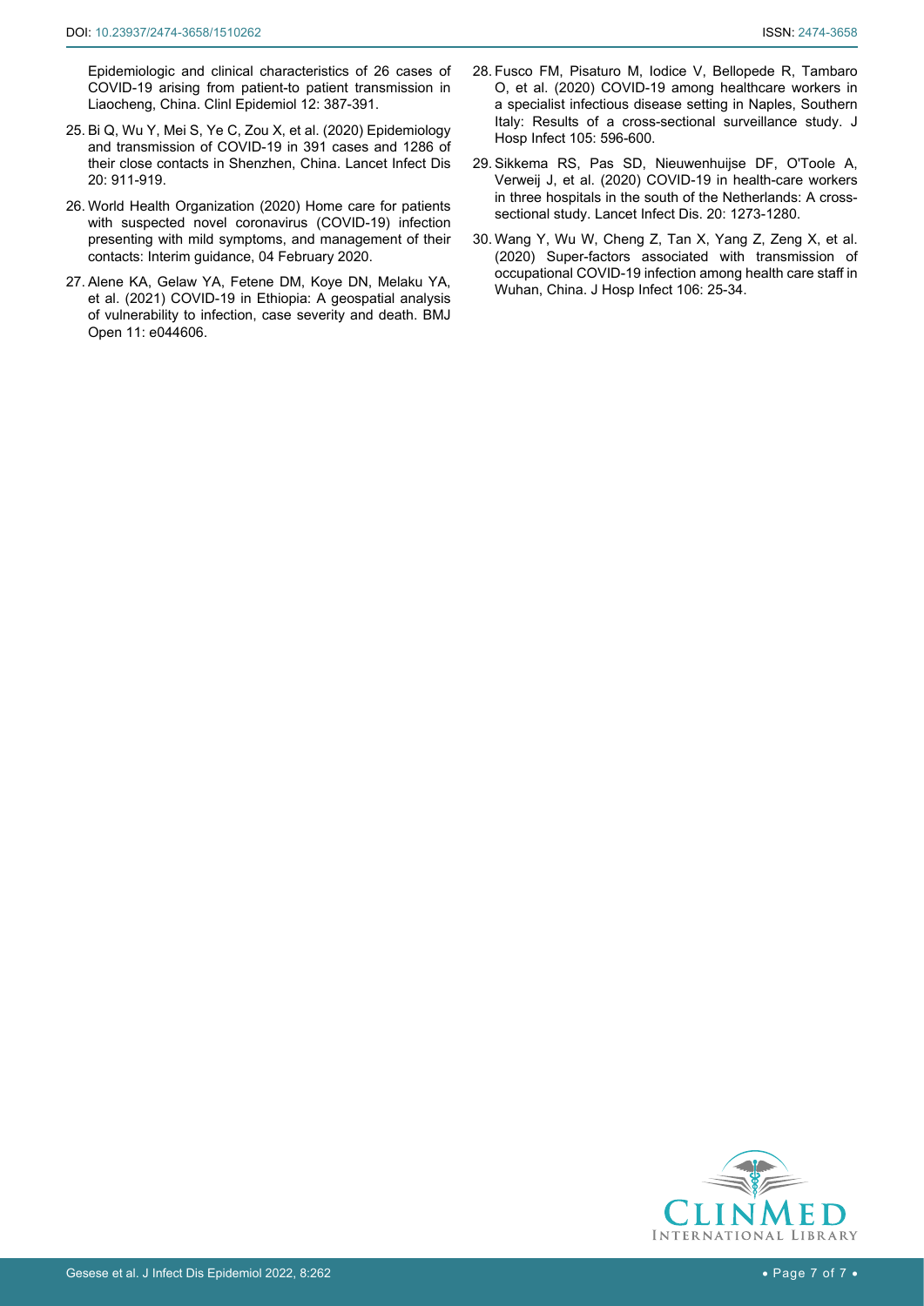Epidemiologic and clinical characteristics of 26 cases of COVID-19 arising from patient-to patient transmission in Liaocheng, China. Clinl Epidemiol 12: 387-391.

25. Bi Q, Wu Y, Mei S, Ye C, Zou X, et al. (2020) Epidemiology and transmission of COVID-19 in 391 cases and 1286 of their close contacts in Shenzhen, China. Lancet Infect Dis 20: 911-919.
26. World Health Organization (2020) Home care for patients with suspected novel coronavirus (COVID-19) infection presenting with mild symptoms, and management of their contacts: Interim guidance, 04 February 2020.
27. Alene KA, Gelaw YA, Fetene DM, Koye DN, Melaku YA, et al. (2021) COVID-19 in Ethiopia: A geospatial analysis of vulnerability to infection, case severity and death. BMJ Open 11: e044606.
28. Fusco FM, Pisaturo M, Iodice V, Bellopede R, Tambaro O, et al. (2020) COVID-19 among healthcare workers in a specialist infectious disease setting in Naples, Southern Italy: Results of a cross-sectional surveillance study. J Hosp Infect 105: 596-600.
29. Sikkema RS, Pas SD, Nieuwenhuijse DF, O'Toole A, Verweij J, et al. (2020) COVID-19 in health-care workers in three hospitals in the south of the Netherlands: A cross-sectional study. Lancet Infect Dis. 20: 1273-1280.
30. Wang Y, Wu W, Cheng Z, Tan X, Yang Z, Zeng X, et al. (2020) Super-factors associated with transmission of occupational COVID-19 infection among health care staff in Wuhan, China. J Hosp Infect 106: 25-34.